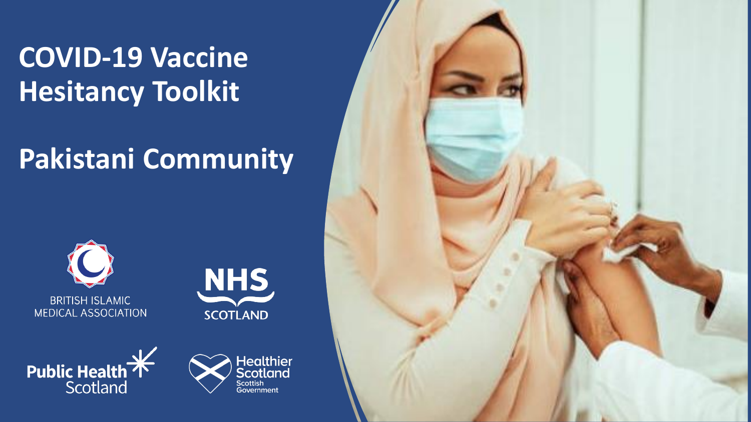# COVID-19 Vaccine Hesitancy Toolkit

## Pakistani Community

BRITISH ISLAMIC MEDICAL ASSOCIATION

NHS SCOTLAND

Public Health Scotland

Healthier Scotland
Scottish Government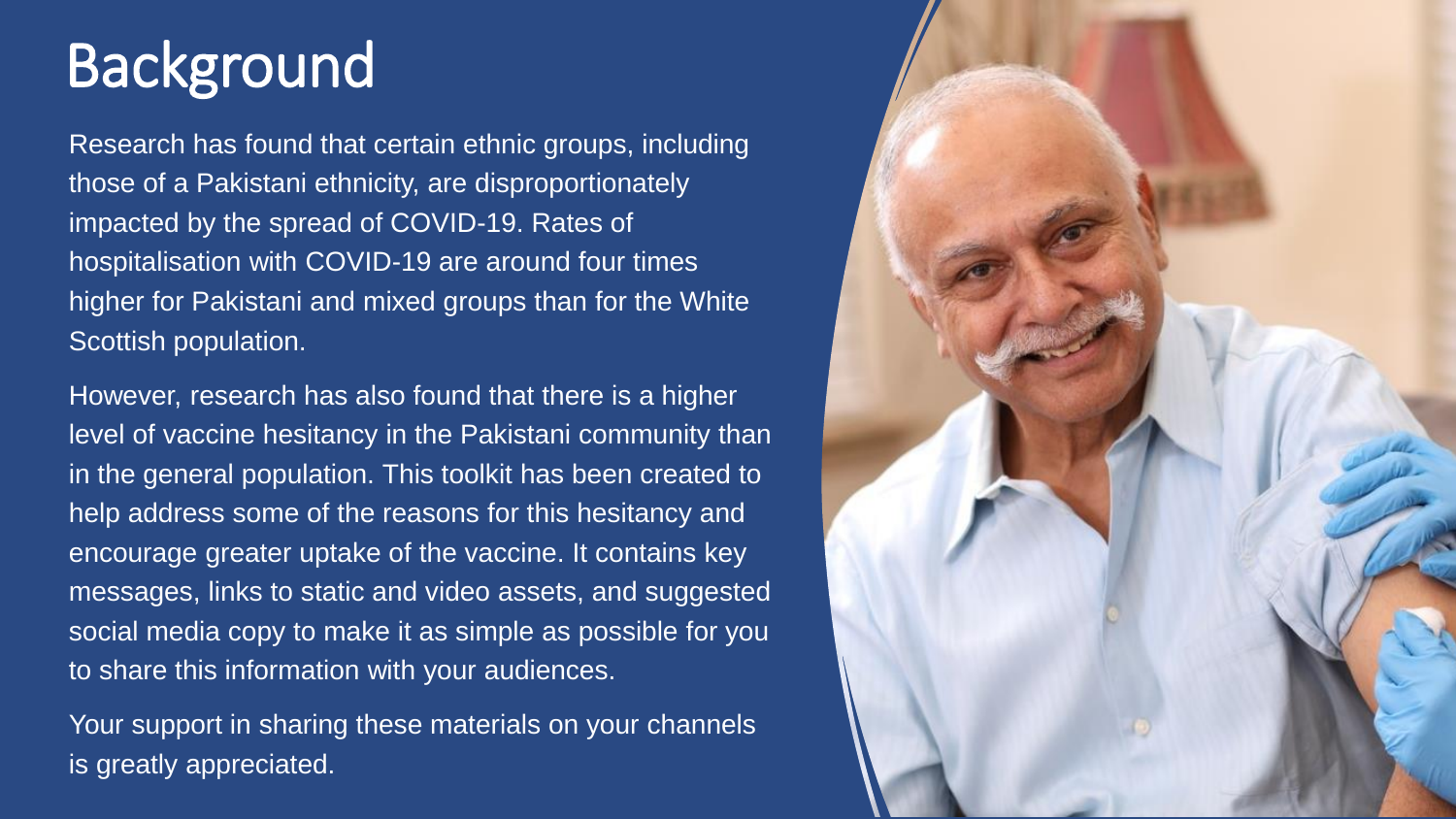# Background

Research has found that certain ethnic groups, including those of a Pakistani ethnicity, are disproportionately impacted by the spread of COVID-19. Rates of hospitalisation with COVID-19 are around four times higher for Pakistani and mixed groups than for the White Scottish population.

However, research has also found that there is a higher level of vaccine hesitancy in the Pakistani community than in the general population. This toolkit has been created to help address some of the reasons for this hesitancy and encourage greater uptake of the vaccine. It contains key messages, links to static and video assets, and suggested social media copy to make it as simple as possible for you to share this information with your audiences.

Your support in sharing these materials on your channels is greatly appreciated.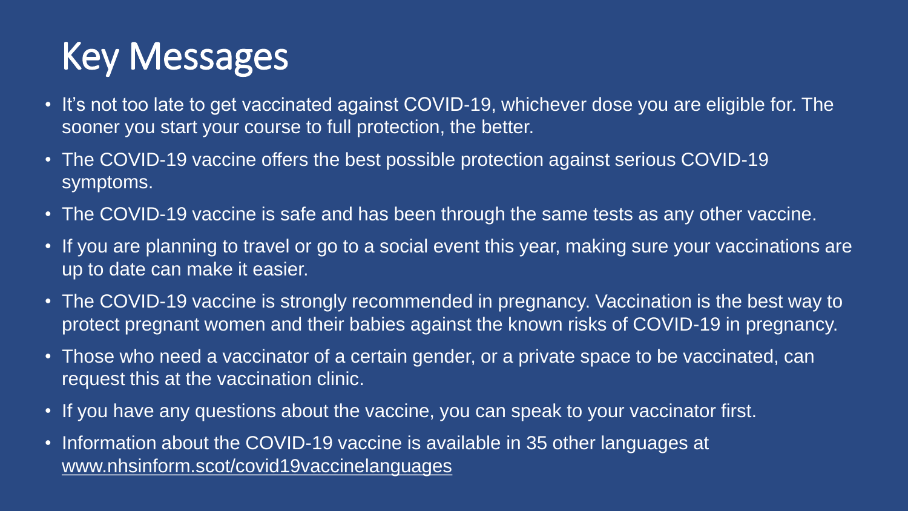# Key Messages

- It's not too late to get vaccinated against COVID-19, whichever dose you are eligible for. The sooner you start your course to full protection, the better.
- The COVID-19 vaccine offers the best possible protection against serious COVID-19 symptoms.
- The COVID-19 vaccine is safe and has been through the same tests as any other vaccine.
- If you are planning to travel or go to a social event this year, making sure your vaccinations are up to date can make it easier.
- The COVID-19 vaccine is strongly recommended in pregnancy. Vaccination is the best way to protect pregnant women and their babies against the known risks of COVID-19 in pregnancy.
- Those who need a vaccinator of a certain gender, or a private space to be vaccinated, can request this at the vaccination clinic.
- If you have any questions about the vaccine, you can speak to your vaccinator first.
- Information about the COVID-19 vaccine is available in 35 other languages at [www.nhsinform.scot/covid19vaccinelanguages](http://www.nhsinform.scot/covid19vaccinelanguages)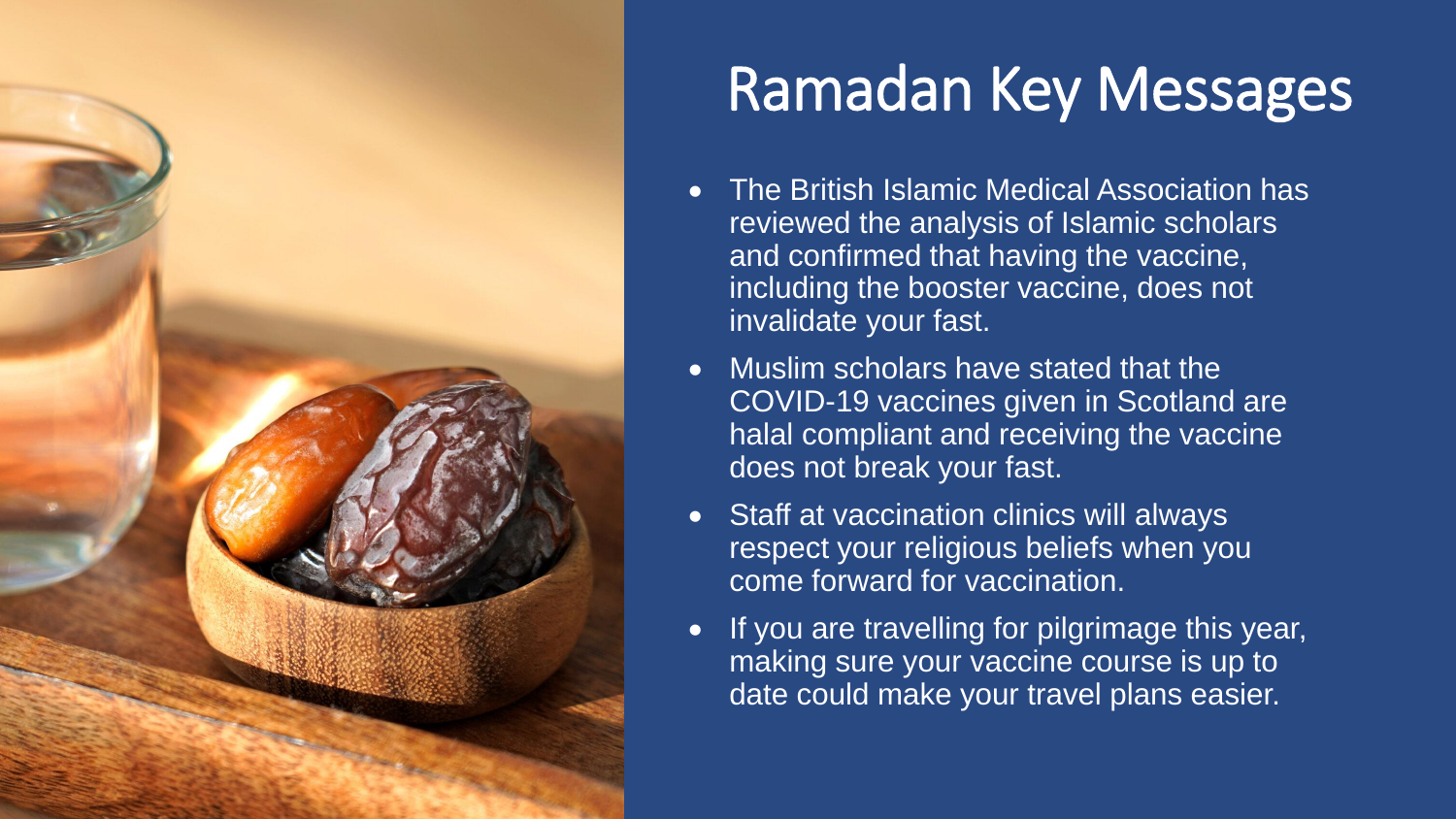# Ramadan Key Messages

- The British Islamic Medical Association has reviewed the analysis of Islamic scholars and confirmed that having the vaccine, including the booster vaccine, does not invalidate your fast.
- Muslim scholars have stated that the COVID-19 vaccines given in Scotland are halal compliant and receiving the vaccine does not break your fast.
- Staff at vaccination clinics will always respect your religious beliefs when you come forward for vaccination.
- If you are travelling for pilgrimage this year, making sure your vaccine course is up to date could make your travel plans easier.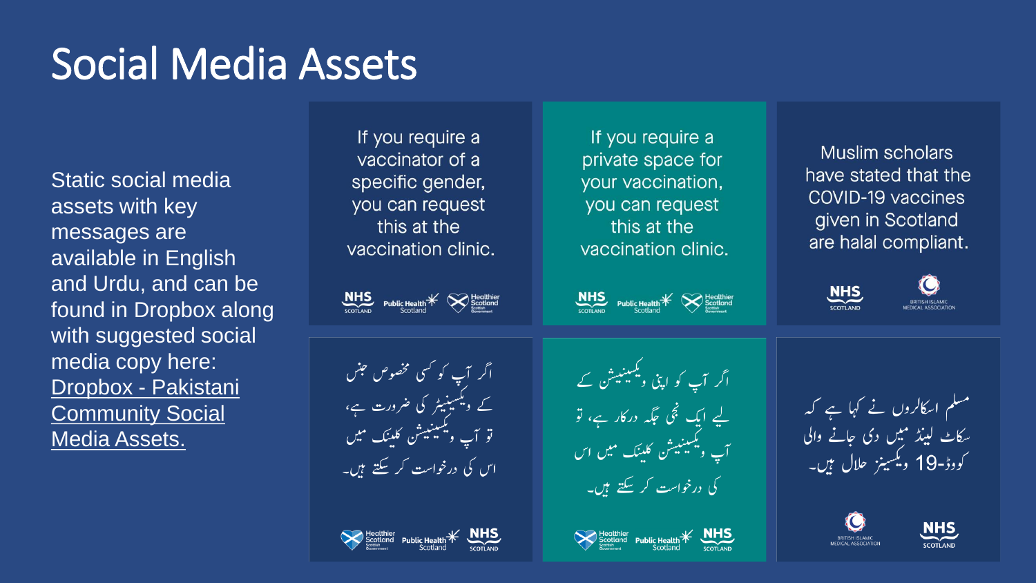# Social Media Assets

Static social media assets with key messages are available in English and Urdu, and can be found in Dropbox along with suggested social media copy here: [Dropbox - Pakistani Community Social Media Assets.]()

If you require a vaccinator of a specific gender, you can request this at the vaccination clinic.

NHS Scotland | Public Health Scotland | Healthier Scotland Scottish Government

If you require a private space for your vaccination, you can request this at the vaccination clinic.

NHS Scotland | Public Health Scotland | Healthier Scotland Scottish Government

Muslim scholars have stated that the COVID-19 vaccines given in Scotland are halal compliant.

NHS Scotland | British Islamic Medical Association

اگر آپ کو کسی مخصوص جنس کے ویکسینیٹر کی ضرورت ہے، تو آپ ویکسینیشن کلینک میں اس کی درخواست کر سکتے ہیں۔

Healthier Scotland Scottish Government | Public Health Scotland | NHS Scotland

اگر آپ کو اپنی ویکسینیشن کے لیے ایک نجی جگہ درکار ہے، تو آپ ویکسینیشن کلینک میں اس کی درخواست کر سکتے ہیں۔

Healthier Scotland Scottish Government | Public Health Scotland | NHS Scotland

مسلم اسکالروں نے کہا ہے کہ سکاٹ لینڈ میں دی جانے والی کووڈ-19 ویکسینز حلال ہیں۔

British Islamic Medical Association | NHS Scotland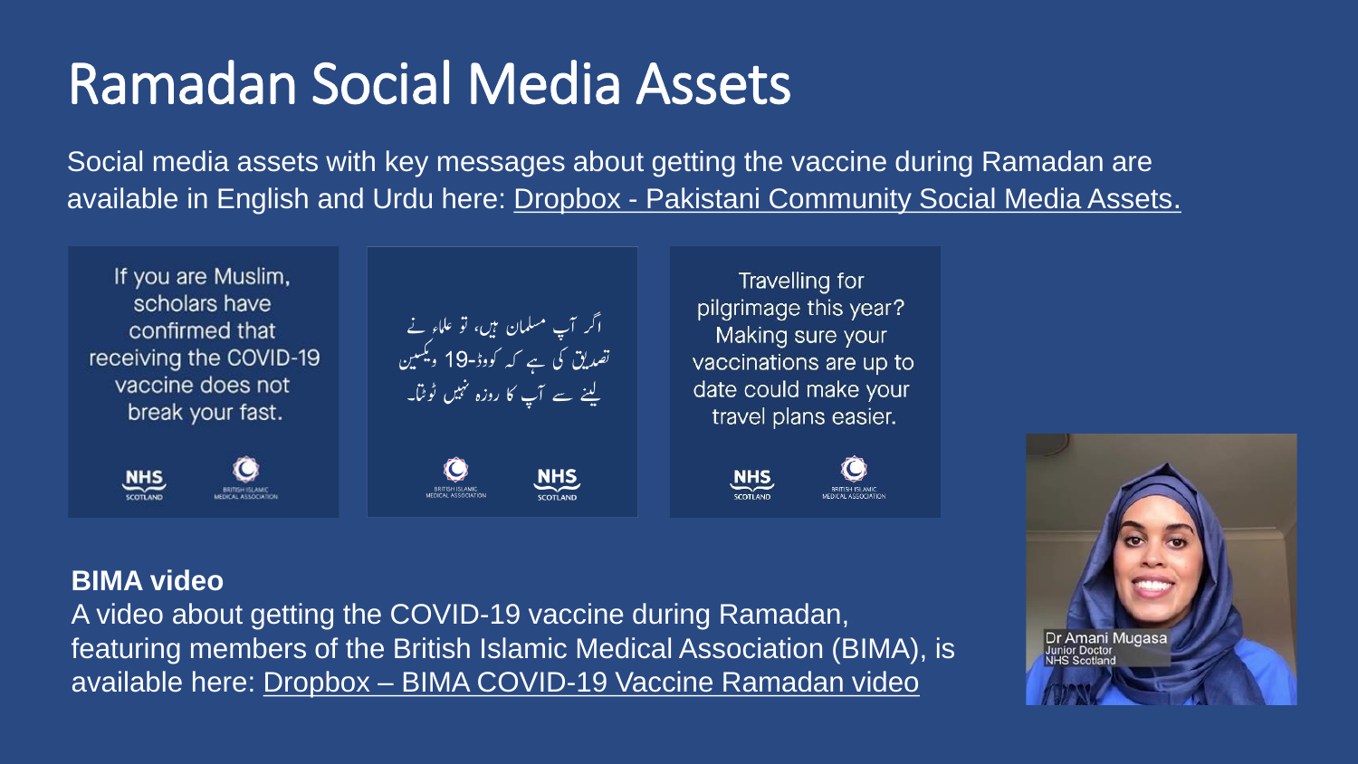# Ramadan Social Media Assets

Social media assets with key messages about getting the vaccine during Ramadan are available in English and Urdu here: Dropbox - Pakistani Community Social Media Assets.

If you are Muslim, scholars have confirmed that receiving the COVID-19 vaccine does not break your fast.

NHS SCOTLAND — BRITISH ISLAMIC MEDICAL ASSOCIATION

اگر آپ مسلمان ہیں، تو علماء نے تصدیق کی ہے کہ کووڈ-19 ویکسین لینے سے آپ کا روزہ نہیں ٹوٹتا۔

BRITISH ISLAMIC MEDICAL ASSOCIATION — NHS SCOTLAND

Travelling for pilgrimage this year? Making sure your vaccinations are up to date could make your travel plans easier.

NHS SCOTLAND — BRITISH ISLAMIC MEDICAL ASSOCIATION

**BIMA video**

A video about getting the COVID-19 vaccine during Ramadan, featuring members of the British Islamic Medical Association (BIMA), is available here: Dropbox – BIMA COVID-19 Vaccine Ramadan video

Dr Amani Mugasa
Junior Doctor
NHS Scotland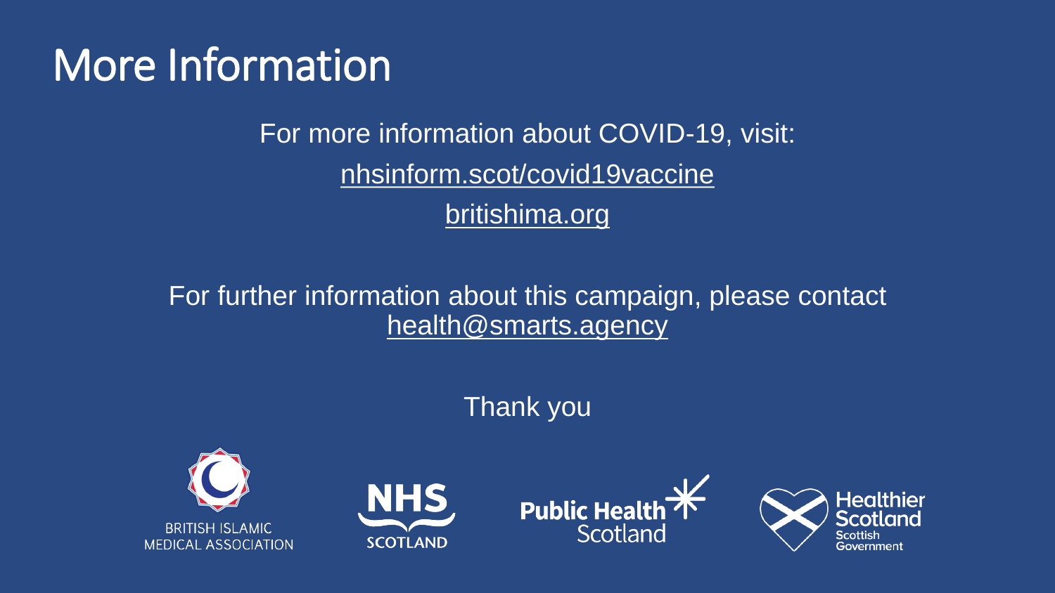# More Information

For more information about COVID-19, visit:

nhsinform.scot/covid19vaccine

britishima.org

For further information about this campaign, please contact health@smarts.agency

Thank you

BRITISH ISLAMIC MEDICAL ASSOCIATION

NHS SCOTLAND

Public Health Scotland

Healthier Scotland Scottish Government